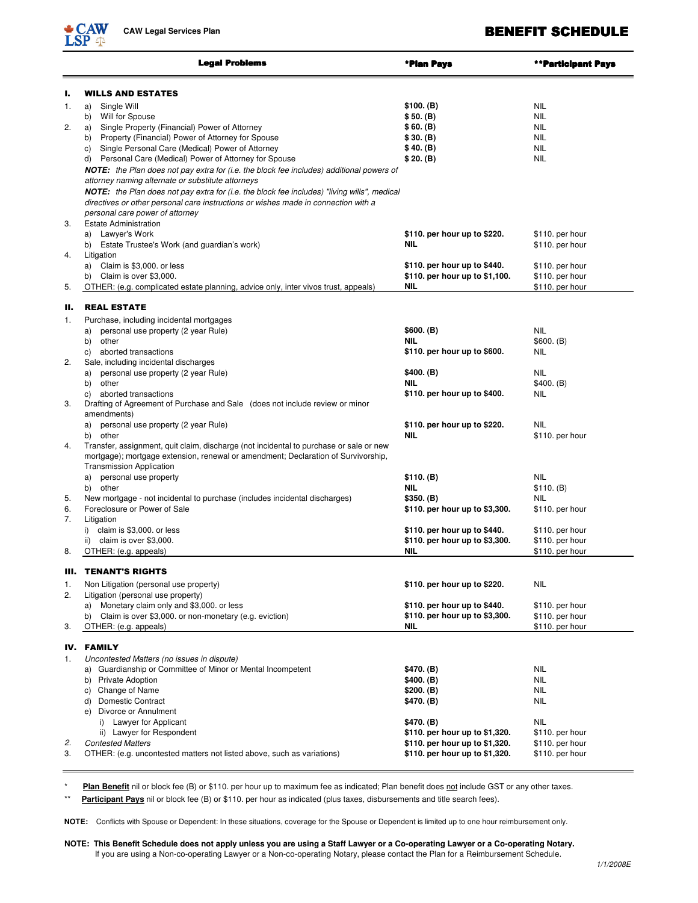CAW LSP **CAW Legal Services Plan**

# BENEFIT SCHEDULE

| | Legal Problems | *Plan Pays | **Participant Pays |
|---|---|---|---|
| **I.** | **WILLS AND ESTATES** | | |
| 1. | a) Single Will | $100. (B) | NIL |
| | b) Will for Spouse | $ 50. (B) | NIL |
| 2. | a) Single Property (Financial) Power of Attorney | $ 60. (B) | NIL |
| | b) Property (Financial) Power of Attorney for Spouse | $ 30. (B) | NIL |
| | c) Single Personal Care (Medical) Power of Attorney | $ 40. (B) | NIL |
| | d) Personal Care (Medical) Power of Attorney for Spouse | $ 20. (B) | NIL |
| | ***NOTE:*** *the Plan does not pay extra for (i.e. the block fee includes) additional powers of attorney naming alternate or substitute attorneys* | | |
| | ***NOTE:*** *the Plan does not pay extra for (i.e. the block fee includes) "living wills", medical directives or other personal care instructions or wishes made in connection with a personal care power of attorney* | | |
| 3. | Estate Administration | | |
| | a) Lawyer's Work | $110. per hour up to $220. | $110. per hour |
| | b) Estate Trustee's Work (and guardian's work) | NIL | $110. per hour |
| 4. | Litigation | | |
| | a) Claim is $3,000. or less | $110. per hour up to $440. | $110. per hour |
| | b) Claim is over $3,000. | $110. per hour up to $1,100. | $110. per hour |
| 5. | OTHER: (e.g. complicated estate planning, advice only, inter vivos trust, appeals) | NIL | $110. per hour |
| **II.** | **REAL ESTATE** | | |
| 1. | Purchase, including incidental mortgages | | |
| | a) personal use property (2 year Rule) | $600. (B) | NIL |
| | b) other | NIL | $600. (B) |
| | c) aborted transactions | $110. per hour up to $600. | NIL |
| 2. | Sale, including incidental discharges | | |
| | a) personal use property (2 year Rule) | $400. (B) | NIL |
| | b) other | NIL | $400. (B) |
| | c) aborted transactions | $110. per hour up to $400. | NIL |
| 3. | Drafting of Agreement of Purchase and Sale (does not include review or minor amendments) | | |
| | a) personal use property (2 year Rule) | $110. per hour up to $220. | NIL |
| | b) other | NIL | $110. per hour |
| 4. | Transfer, assignment, quit claim, discharge (not incidental to purchase or sale or new mortgage); mortgage extension, renewal or amendment; Declaration of Survivorship, Transmission Application | | |
| | a) personal use property | $110. (B) | NIL |
| | b) other | NIL | $110. (B) |
| 5. | New mortgage - not incidental to purchase (includes incidental discharges) | $350. (B) | NIL |
| 6. | Foreclosure or Power of Sale | $110. per hour up to $3,300. | $110. per hour |
| 7. | Litigation | | |
| | i) claim is $3,000. or less | $110. per hour up to $440. | $110. per hour |
| | ii) claim is over $3,000. | $110. per hour up to $3,300. | $110. per hour |
| 8. | OTHER: (e.g. appeals) | NIL | $110. per hour |
| **III.** | **TENANT'S RIGHTS** | | |
| 1. | Non Litigation (personal use property) | $110. per hour up to $220. | NIL |
| 2. | Litigation (personal use property) | | |
| | a) Monetary claim only and $3,000. or less | $110. per hour up to $440. | $110. per hour |
| | b) Claim is over $3,000. or non-monetary (e.g. eviction) | $110. per hour up to $3,300. | $110. per hour |
| 3. | OTHER: (e.g. appeals) | NIL | $110. per hour |
| **IV.** | **FAMILY** | | |
| 1. | *Uncontested Matters (no issues in dispute)* | | |
| | a) Guardianship or Committee of Minor or Mental Incompetent | $470. (B) | NIL |
| | b) Private Adoption | $400. (B) | NIL |
| | c) Change of Name | $200. (B) | NIL |
| | d) Domestic Contract | $470. (B) | NIL |
| | e) Divorce or Annulment | | |
| | i) Lawyer for Applicant | $470. (B) | NIL |
| | ii) Lawyer for Respondent | $110. per hour up to $1,320. | $110. per hour |
| *2.* | *Contested Matters* | $110. per hour up to $1,320. | $110. per hour |
| 3. | OTHER: (e.g. uncontested matters not listed above, such as variations) | $110. per hour up to $1,320. | $110. per hour |

\* **Plan Benefit** nil or block fee (B) or $110. per hour up to maximum fee as indicated; Plan benefit does not include GST or any other taxes.

\*\* **Participant Pays** nil or block fee (B) or $110. per hour as indicated (plus taxes, disbursements and title search fees).

**NOTE:** Conflicts with Spouse or Dependent: In these situations, coverage for the Spouse or Dependent is limited up to one hour reimbursement only.

**NOTE: This Benefit Schedule does not apply unless you are using a Staff Lawyer or a Co-operating Lawyer or a Co-operating Notary.** If you are using a Non-co-operating Lawyer or a Non-co-operating Notary, please contact the Plan for a Reimbursement Schedule.

*1/1/2008E*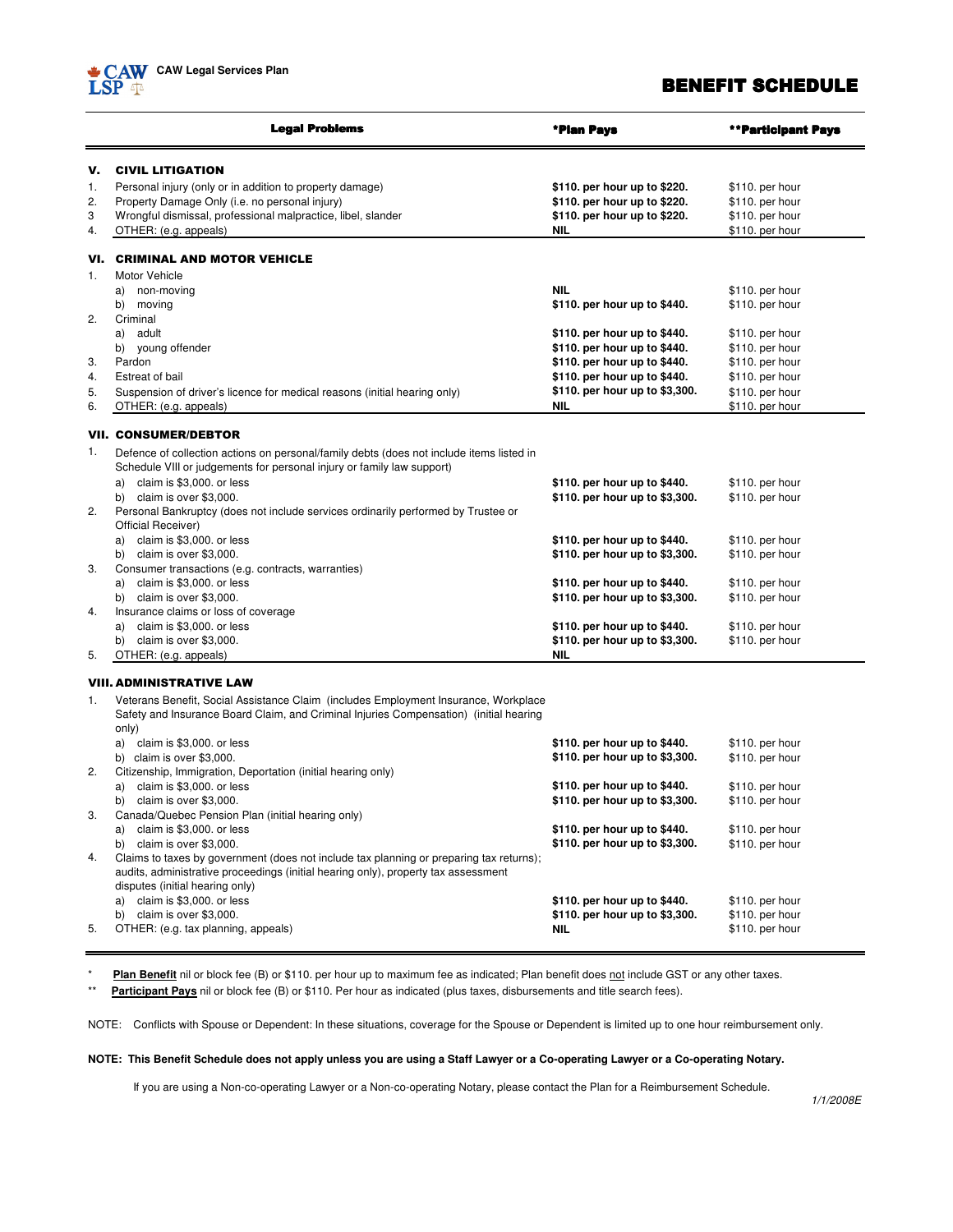CAW Legal Services Plan

# BENEFIT SCHEDULE

| | Legal Problems | *Plan Pays | **Participant Pays |
|---|---|---|---|
| **V.** | **CIVIL LITIGATION** | | |
| 1. | Personal injury (only or in addition to property damage) | **$110. per hour up to $220.** | $110. per hour |
| 2. | Property Damage Only (i.e. no personal injury) | **$110. per hour up to $220.** | $110. per hour |
| 3 | Wrongful dismissal, professional malpractice, libel, slander | **$110. per hour up to $220.** | $110. per hour |
| 4. | OTHER: (e.g. appeals) | **NIL** | $110. per hour |
| **VI.** | **CRIMINAL AND MOTOR VEHICLE** | | |
| 1. | Motor Vehicle | | |
| | a) non-moving | **NIL** | $110. per hour |
| | b) moving | **$110. per hour up to $440.** | $110. per hour |
| 2. | Criminal | | |
| | a) adult | **$110. per hour up to $440.** | $110. per hour |
| | b) young offender | **$110. per hour up to $440.** | $110. per hour |
| 3. | Pardon | **$110. per hour up to $440.** | $110. per hour |
| 4. | Estreat of bail | **$110. per hour up to $440.** | $110. per hour |
| 5. | Suspension of driver's licence for medical reasons (initial hearing only) | **$110. per hour up to $3,300.** | $110. per hour |
| 6. | OTHER: (e.g. appeals) | **NIL** | $110. per hour |
| **VII.** | **CONSUMER/DEBTOR** | | |
| 1. | Defence of collection actions on personal/family debts (does not include items listed in Schedule VIII or judgements for personal injury or family law support) | | |
| | a) claim is $3,000. or less | **$110. per hour up to $440.** | $110. per hour |
| | b) claim is over $3,000. | **$110. per hour up to $3,300.** | $110. per hour |
| 2. | Personal Bankruptcy (does not include services ordinarily performed by Trustee or Official Receiver) | | |
| | a) claim is $3,000. or less | **$110. per hour up to $440.** | $110. per hour |
| | b) claim is over $3,000. | **$110. per hour up to $3,300.** | $110. per hour |
| 3. | Consumer transactions (e.g. contracts, warranties) | | |
| | a) claim is $3,000. or less | **$110. per hour up to $440.** | $110. per hour |
| | b) claim is over $3,000. | **$110. per hour up to $3,300.** | $110. per hour |
| 4. | Insurance claims or loss of coverage | | |
| | a) claim is $3,000. or less | **$110. per hour up to $440.** | $110. per hour |
| | b) claim is over $3,000. | **$110. per hour up to $3,300.** | $110. per hour |
| 5. | OTHER: (e.g. appeals) | **NIL** | |
| **VIII.** | **ADMINISTRATIVE LAW** | | |
| 1. | Veterans Benefit, Social Assistance Claim (includes Employment Insurance, Workplace Safety and Insurance Board Claim, and Criminal Injuries Compensation) (initial hearing only) | | |
| | a) claim is $3,000. or less | **$110. per hour up to $440.** | $110. per hour |
| | b) claim is over $3,000. | **$110. per hour up to $3,300.** | $110. per hour |
| 2. | Citizenship, Immigration, Deportation (initial hearing only) | | |
| | a) claim is $3,000. or less | **$110. per hour up to $440.** | $110. per hour |
| | b) claim is over $3,000. | **$110. per hour up to $3,300.** | $110. per hour |
| 3. | Canada/Quebec Pension Plan (initial hearing only) | | |
| | a) claim is $3,000. or less | **$110. per hour up to $440.** | $110. per hour |
| | b) claim is over $3,000. | **$110. per hour up to $3,300.** | $110. per hour |
| 4. | Claims to taxes by government (does not include tax planning or preparing tax returns); audits, administrative proceedings (initial hearing only), property tax assessment disputes (initial hearing only) | | |
| | a) claim is $3,000. or less | **$110. per hour up to $440.** | $110. per hour |
| | b) claim is over $3,000. | **$110. per hour up to $3,300.** | $110. per hour |
| 5. | OTHER: (e.g. tax planning, appeals) | **NIL** | $110. per hour |

\* **Plan Benefit** nil or block fee (B) or $110. per hour up to maximum fee as indicated; Plan benefit does not include GST or any other taxes.

\*\* **Participant Pays** nil or block fee (B) or $110. Per hour as indicated (plus taxes, disbursements and title search fees).

NOTE: Conflicts with Spouse or Dependent: In these situations, coverage for the Spouse or Dependent is limited up to one hour reimbursement only.

**NOTE: This Benefit Schedule does not apply unless you are using a Staff Lawyer or a Co-operating Lawyer or a Co-operating Notary.**

If you are using a Non-co-operating Lawyer or a Non-co-operating Notary, please contact the Plan for a Reimbursement Schedule.

*1/1/2008E*